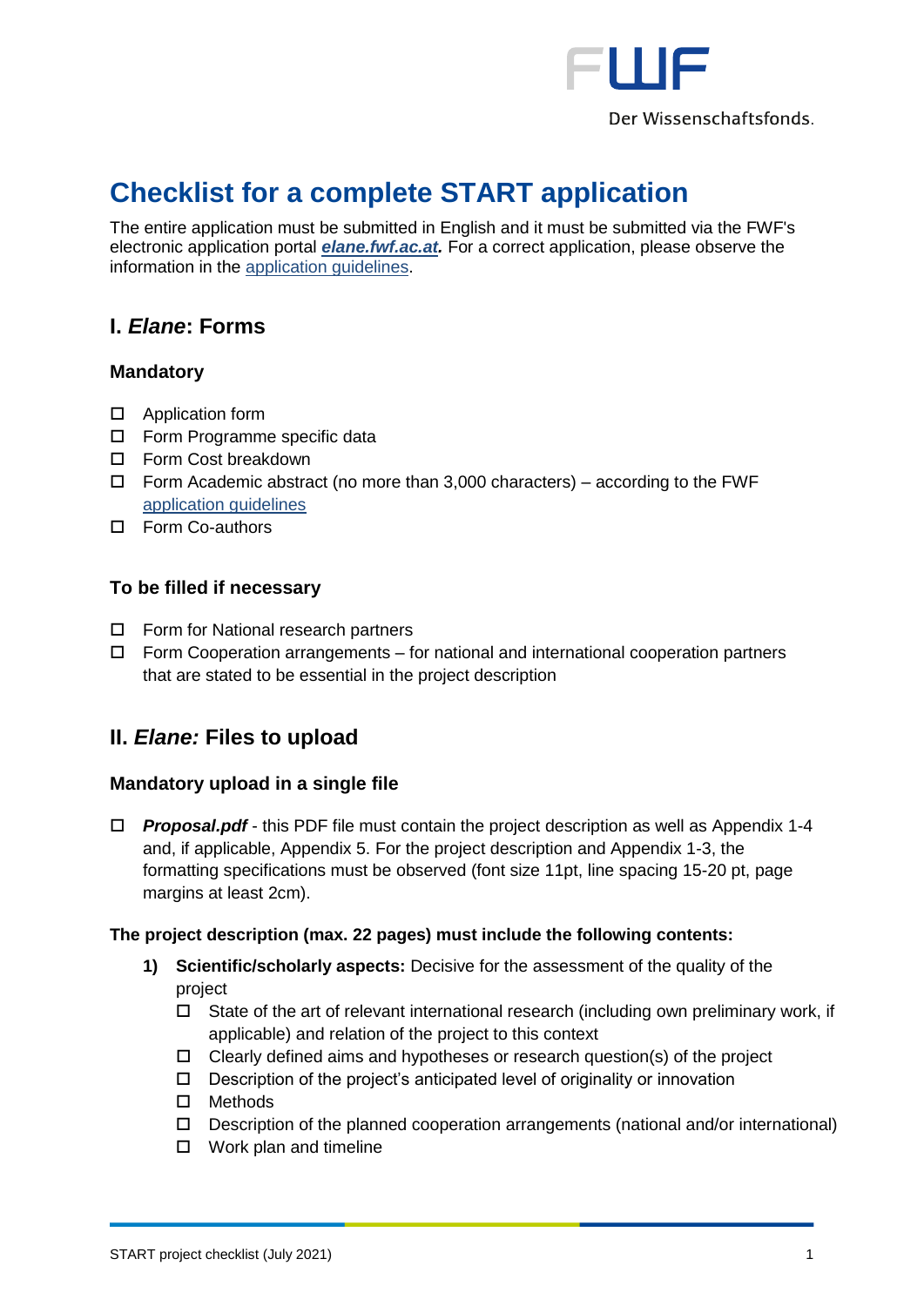# Checklist for a complete START application

The entire application must be submitted in English and it must be submitted via the FWF's electronic application portal ***elane.fwf.ac.at.*** For a correct application, please observe the information in the application guidelines.

## I. *Elane*: Forms

### Mandatory

- ☐ Application form
- ☐ Form Programme specific data
- ☐ Form Cost breakdown
- ☐ Form Academic abstract (no more than 3,000 characters) – according to the FWF application guidelines
- ☐ Form Co-authors

### To be filled if necessary

- ☐ Form for National research partners
- ☐ Form Cooperation arrangements – for national and international cooperation partners that are stated to be essential in the project description

## II. *Elane:* Files to upload

### Mandatory upload in a single file

- ☐ ***Proposal.pdf*** - this PDF file must contain the project description as well as Appendix 1-4 and, if applicable, Appendix 5. For the project description and Appendix 1-3, the formatting specifications must be observed (font size 11pt, line spacing 15-20 pt, page margins at least 2cm).

**The project description (max. 22 pages) must include the following contents:**

1) **Scientific/scholarly aspects:** Decisive for the assessment of the quality of the project
   - ☐ State of the art of relevant international research (including own preliminary work, if applicable) and relation of the project to this context
   - ☐ Clearly defined aims and hypotheses or research question(s) of the project
   - ☐ Description of the project's anticipated level of originality or innovation
   - ☐ Methods
   - ☐ Description of the planned cooperation arrangements (national and/or international)
   - ☐ Work plan and timeline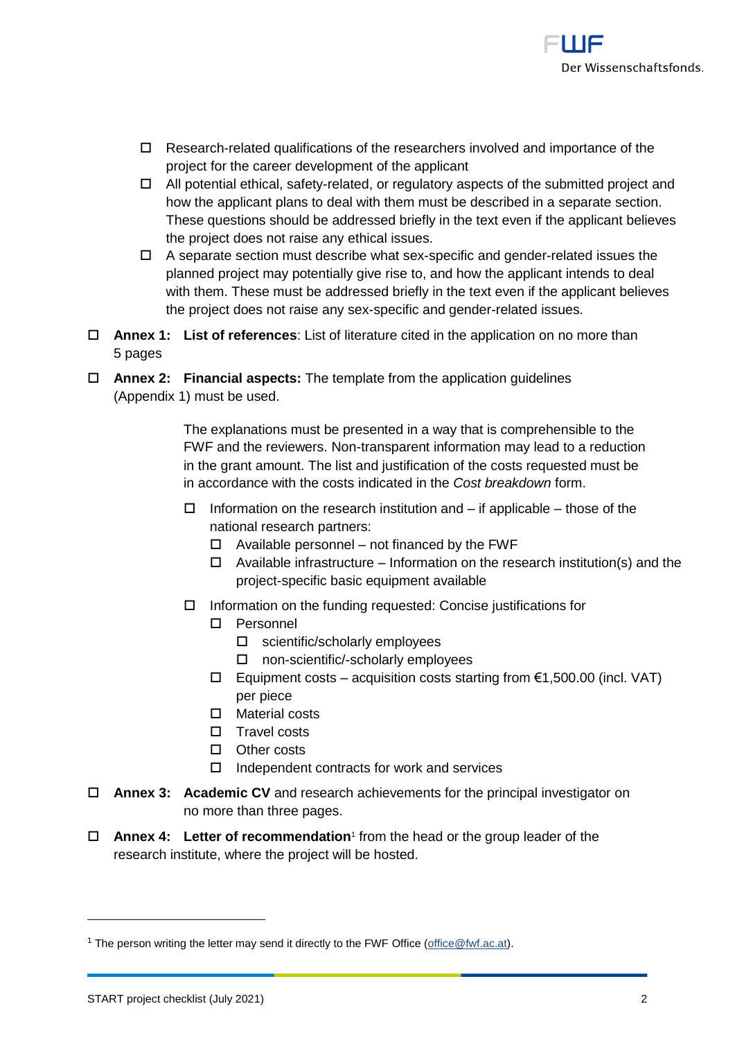- ☐ Research-related qualifications of the researchers involved and importance of the project for the career development of the applicant
- ☐ All potential ethical, safety-related, or regulatory aspects of the submitted project and how the applicant plans to deal with them must be described in a separate section. These questions should be addressed briefly in the text even if the applicant believes the project does not raise any ethical issues.
- ☐ A separate section must describe what sex-specific and gender-related issues the planned project may potentially give rise to, and how the applicant intends to deal with them. These must be addressed briefly in the text even if the applicant believes the project does not raise any sex-specific and gender-related issues.

☐ **Annex 1: List of references**: List of literature cited in the application on no more than 5 pages

☐ **Annex 2: Financial aspects:** The template from the application guidelines (Appendix 1) must be used.

The explanations must be presented in a way that is comprehensible to the FWF and the reviewers. Non-transparent information may lead to a reduction in the grant amount. The list and justification of the costs requested must be in accordance with the costs indicated in the *Cost breakdown* form.

- ☐ Information on the research institution and – if applicable – those of the national research partners:
  - ☐ Available personnel – not financed by the FWF
  - ☐ Available infrastructure – Information on the research institution(s) and the project-specific basic equipment available
- ☐ Information on the funding requested: Concise justifications for
  - ☐ Personnel
    - ☐ scientific/scholarly employees
    - ☐ non-scientific/-scholarly employees
  - ☐ Equipment costs – acquisition costs starting from €1,500.00 (incl. VAT) per piece
  - ☐ Material costs
  - ☐ Travel costs
  - ☐ Other costs
  - ☐ Independent contracts for work and services

☐ **Annex 3: Academic CV** and research achievements for the principal investigator on no more than three pages.

☐ **Annex 4: Letter of recommendation**[1] from the head or the group leader of the research institute, where the project will be hosted.

[1] The person writing the letter may send it directly to the FWF Office (office@fwf.ac.at).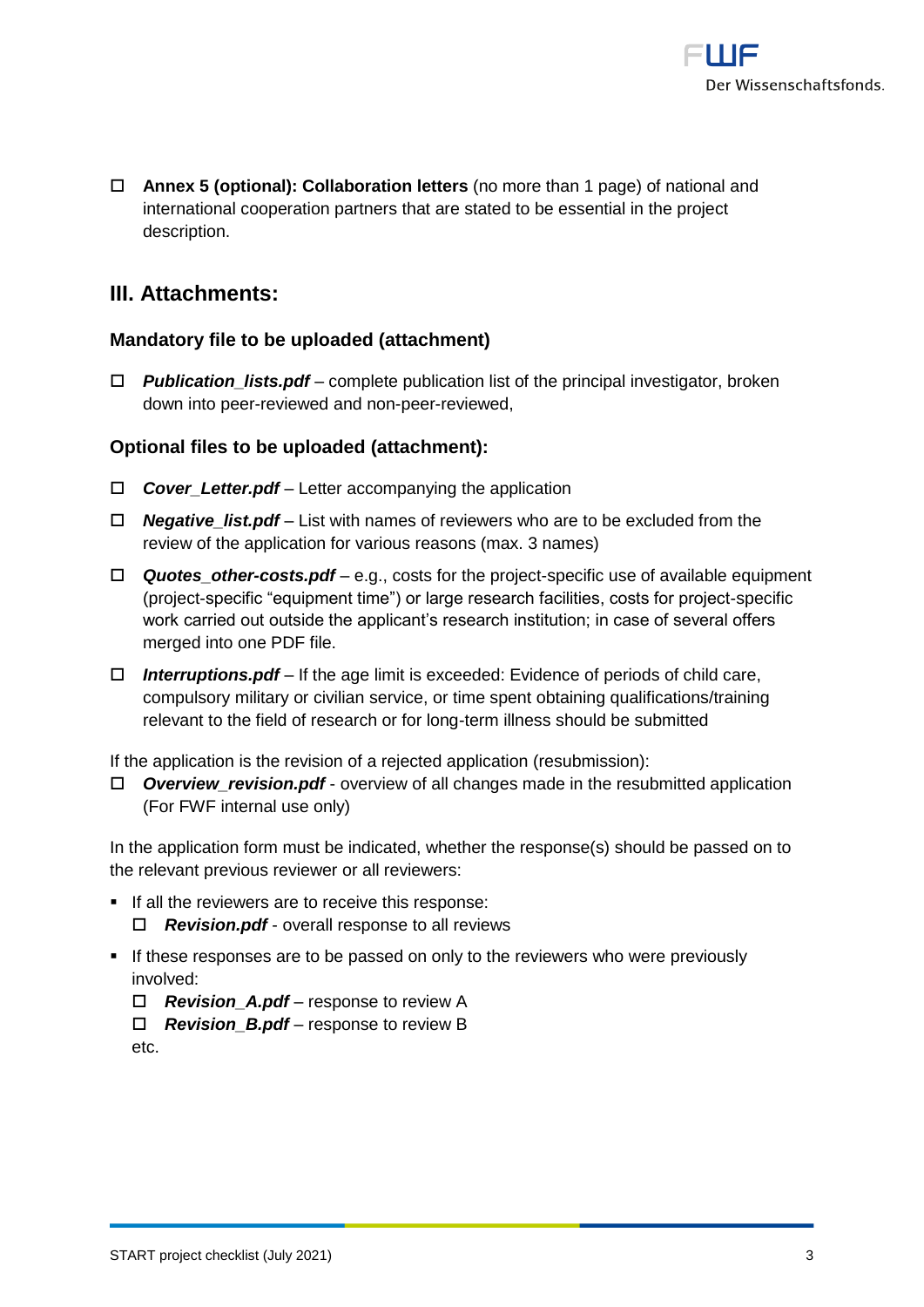- ☐ **Annex 5 (optional): Collaboration letters** (no more than 1 page) of national and international cooperation partners that are stated to be essential in the project description.

## III. Attachments:

### Mandatory file to be uploaded (attachment)

- ☐ ***Publication_lists.pdf*** – complete publication list of the principal investigator, broken down into peer-reviewed and non-peer-reviewed,

### Optional files to be uploaded (attachment):

- ☐ ***Cover_Letter.pdf*** – Letter accompanying the application
- ☐ ***Negative_list.pdf*** – List with names of reviewers who are to be excluded from the review of the application for various reasons (max. 3 names)
- ☐ ***Quotes_other-costs.pdf*** – e.g., costs for the project-specific use of available equipment (project-specific "equipment time") or large research facilities, costs for project-specific work carried out outside the applicant's research institution; in case of several offers merged into one PDF file.
- ☐ ***Interruptions.pdf*** – If the age limit is exceeded: Evidence of periods of child care, compulsory military or civilian service, or time spent obtaining qualifications/training relevant to the field of research or for long-term illness should be submitted

If the application is the revision of a rejected application (resubmission):

- ☐ ***Overview_revision.pdf*** - overview of all changes made in the resubmitted application (For FWF internal use only)

In the application form must be indicated, whether the response(s) should be passed on to the relevant previous reviewer or all reviewers:

- If all the reviewers are to receive this response:
  - ☐ ***Revision.pdf*** - overall response to all reviews
- If these responses are to be passed on only to the reviewers who were previously involved:
  - ☐ ***Revision_A.pdf*** – response to review A
  - ☐ ***Revision_B.pdf*** – response to review B

  etc.